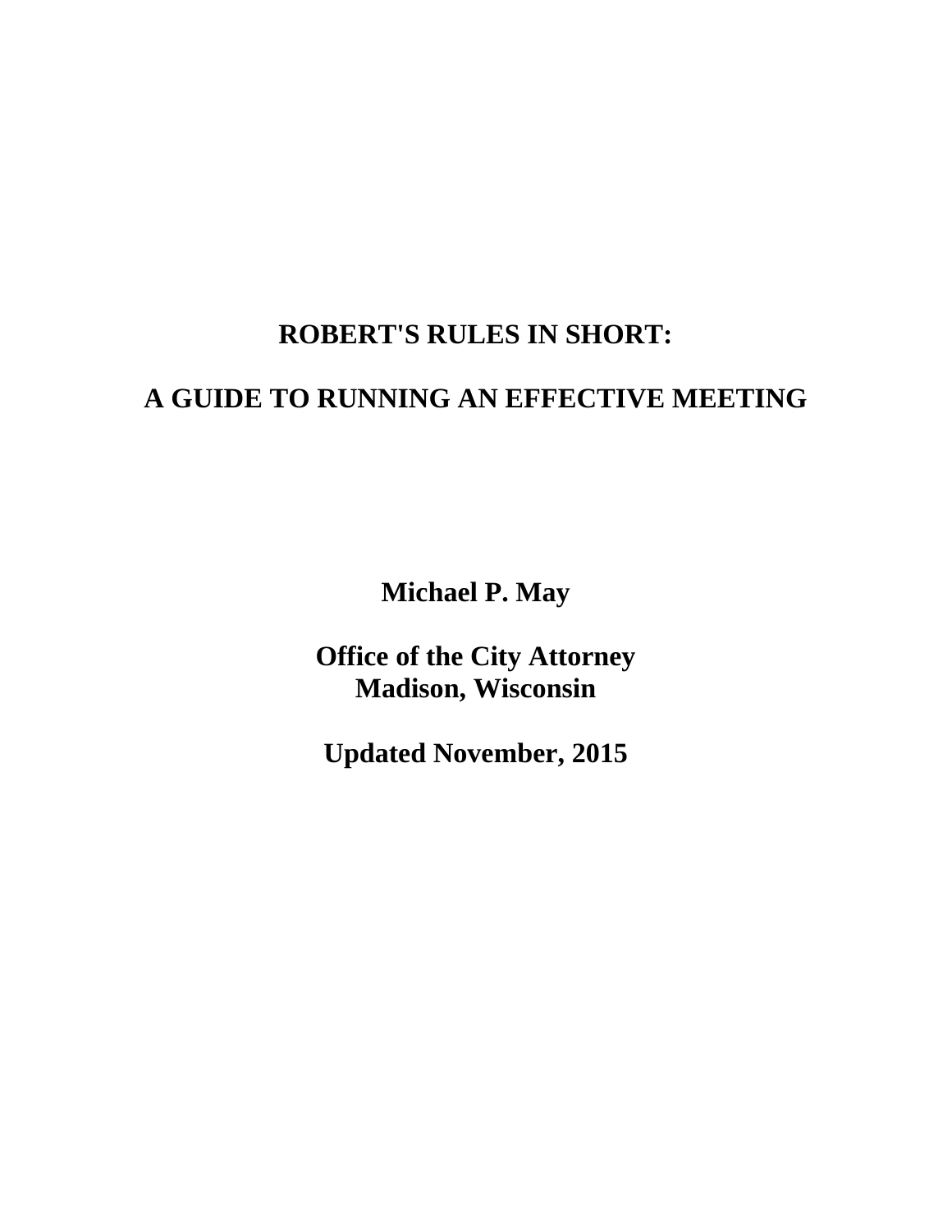# ROBERT'S RULES IN SHORT:

# A GUIDE TO RUNNING AN EFFECTIVE MEETING

**Michael P. May**

**Office of the City Attorney**
**Madison, Wisconsin**

**Updated November, 2015**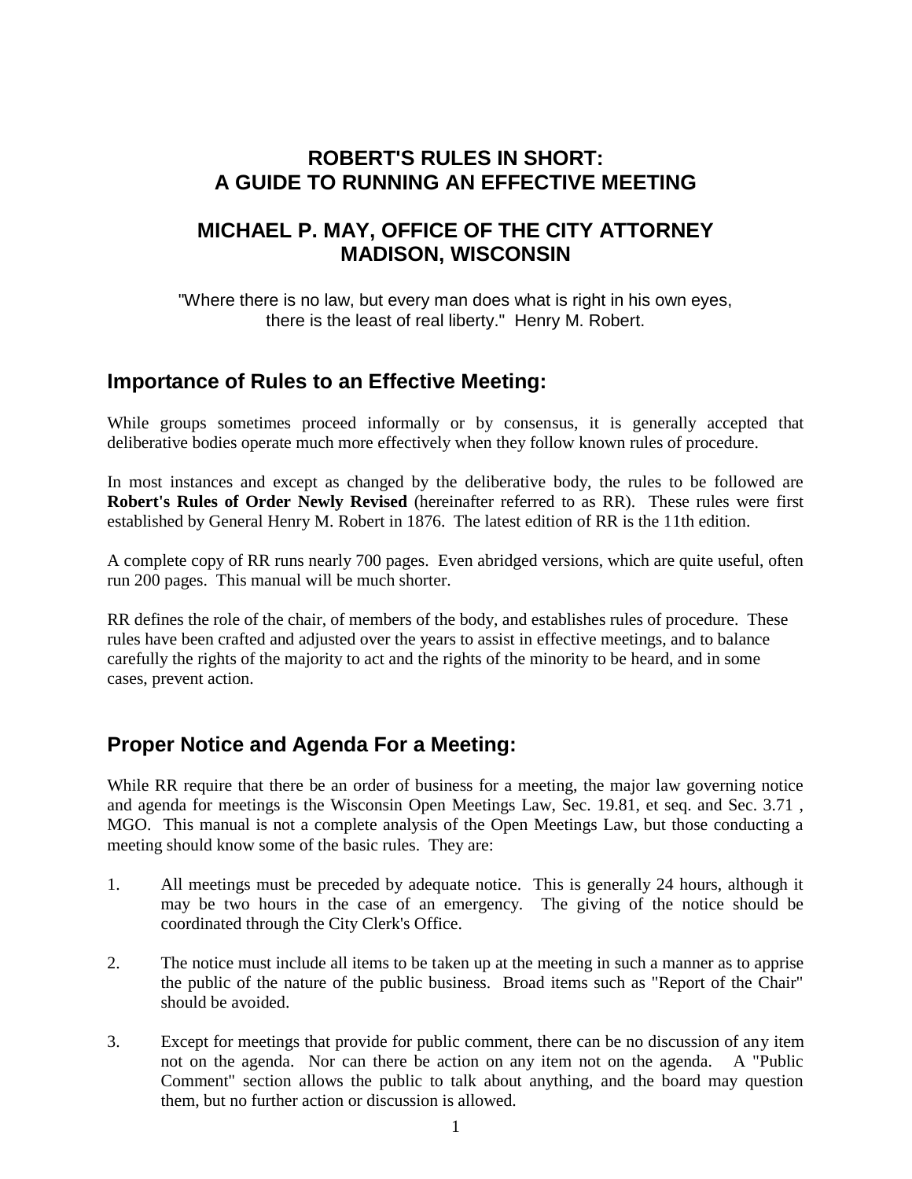# ROBERT'S RULES IN SHORT: A GUIDE TO RUNNING AN EFFECTIVE MEETING

## MICHAEL P. MAY, OFFICE OF THE CITY ATTORNEY MADISON, WISCONSIN

"Where there is no law, but every man does what is right in his own eyes, there is the least of real liberty." Henry M. Robert.

## Importance of Rules to an Effective Meeting:

While groups sometimes proceed informally or by consensus, it is generally accepted that deliberative bodies operate much more effectively when they follow known rules of procedure.

In most instances and except as changed by the deliberative body, the rules to be followed are **Robert's Rules of Order Newly Revised** (hereinafter referred to as RR). These rules were first established by General Henry M. Robert in 1876. The latest edition of RR is the 11th edition.

A complete copy of RR runs nearly 700 pages. Even abridged versions, which are quite useful, often run 200 pages. This manual will be much shorter.

RR defines the role of the chair, of members of the body, and establishes rules of procedure. These rules have been crafted and adjusted over the years to assist in effective meetings, and to balance carefully the rights of the majority to act and the rights of the minority to be heard, and in some cases, prevent action.

## Proper Notice and Agenda For a Meeting:

While RR require that there be an order of business for a meeting, the major law governing notice and agenda for meetings is the Wisconsin Open Meetings Law, Sec. 19.81, et seq. and Sec. 3.71 , MGO. This manual is not a complete analysis of the Open Meetings Law, but those conducting a meeting should know some of the basic rules. They are:

1. All meetings must be preceded by adequate notice. This is generally 24 hours, although it may be two hours in the case of an emergency. The giving of the notice should be coordinated through the City Clerk's Office.

2. The notice must include all items to be taken up at the meeting in such a manner as to apprise the public of the nature of the public business. Broad items such as "Report of the Chair" should be avoided.

3. Except for meetings that provide for public comment, there can be no discussion of any item not on the agenda. Nor can there be action on any item not on the agenda. A "Public Comment" section allows the public to talk about anything, and the board may question them, but no further action or discussion is allowed.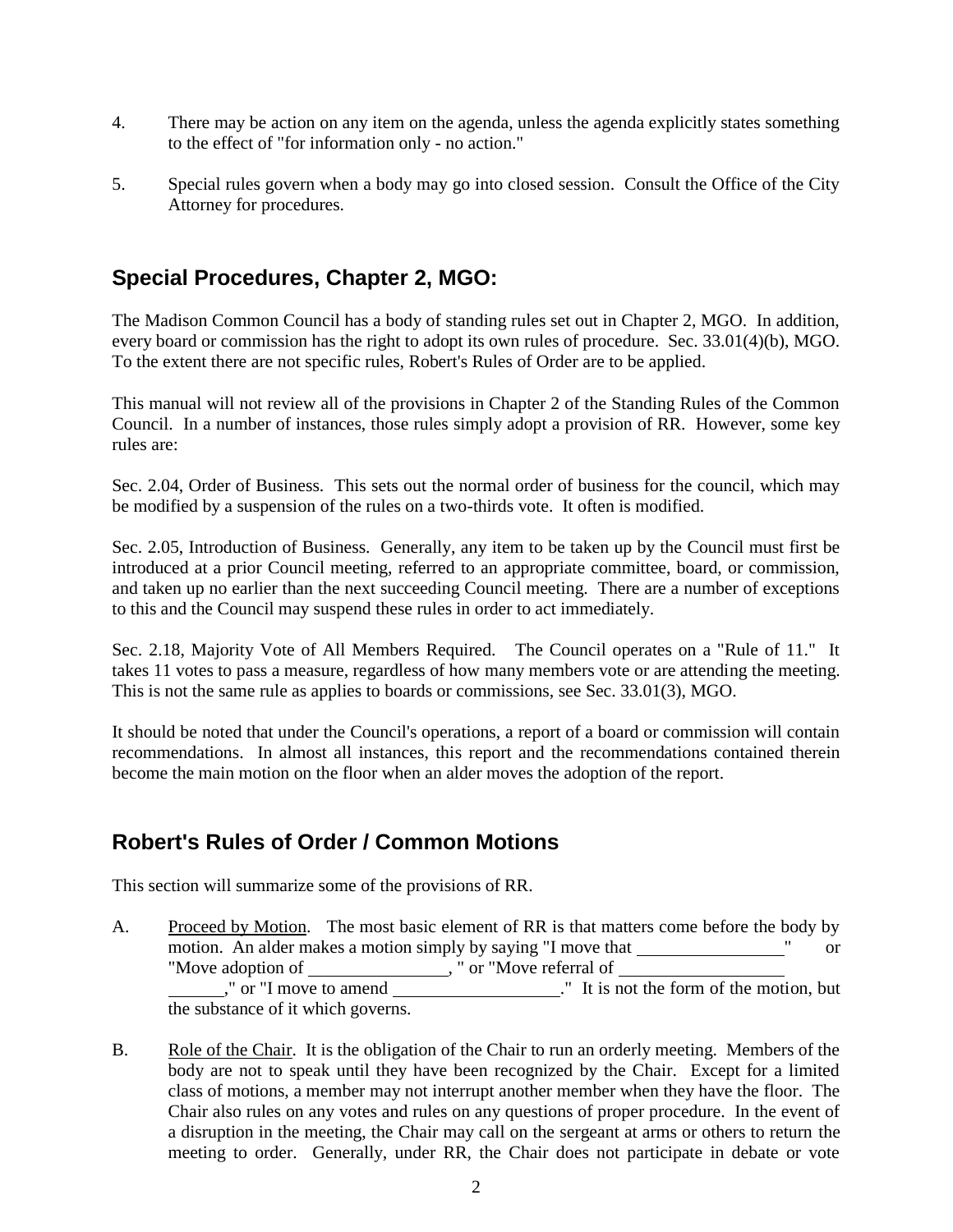4. There may be action on any item on the agenda, unless the agenda explicitly states something to the effect of "for information only - no action."

5. Special rules govern when a body may go into closed session. Consult the Office of the City Attorney for procedures.

## Special Procedures, Chapter 2, MGO:

The Madison Common Council has a body of standing rules set out in Chapter 2, MGO. In addition, every board or commission has the right to adopt its own rules of procedure. Sec. 33.01(4)(b), MGO. To the extent there are not specific rules, Robert's Rules of Order are to be applied.

This manual will not review all of the provisions in Chapter 2 of the Standing Rules of the Common Council. In a number of instances, those rules simply adopt a provision of RR. However, some key rules are:

Sec. 2.04, Order of Business. This sets out the normal order of business for the council, which may be modified by a suspension of the rules on a two-thirds vote. It often is modified.

Sec. 2.05, Introduction of Business. Generally, any item to be taken up by the Council must first be introduced at a prior Council meeting, referred to an appropriate committee, board, or commission, and taken up no earlier than the next succeeding Council meeting. There are a number of exceptions to this and the Council may suspend these rules in order to act immediately.

Sec. 2.18, Majority Vote of All Members Required. The Council operates on a "Rule of 11." It takes 11 votes to pass a measure, regardless of how many members vote or are attending the meeting. This is not the same rule as applies to boards or commissions, see Sec. 33.01(3), MGO.

It should be noted that under the Council's operations, a report of a board or commission will contain recommendations. In almost all instances, this report and the recommendations contained therein become the main motion on the floor when an alder moves the adoption of the report.

## Robert's Rules of Order / Common Motions

This section will summarize some of the provisions of RR.

A. Proceed by Motion. The most basic element of RR is that matters come before the body by motion. An alder makes a motion simply by saying "I move that ________________" or "Move adoption of ________________, " or "Move referral of ________________________," or "I move to amend ____________________." It is not the form of the motion, but the substance of it which governs.

B. Role of the Chair. It is the obligation of the Chair to run an orderly meeting. Members of the body are not to speak until they have been recognized by the Chair. Except for a limited class of motions, a member may not interrupt another member when they have the floor. The Chair also rules on any votes and rules on any questions of proper procedure. In the event of a disruption in the meeting, the Chair may call on the sergeant at arms or others to return the meeting to order. Generally, under RR, the Chair does not participate in debate or vote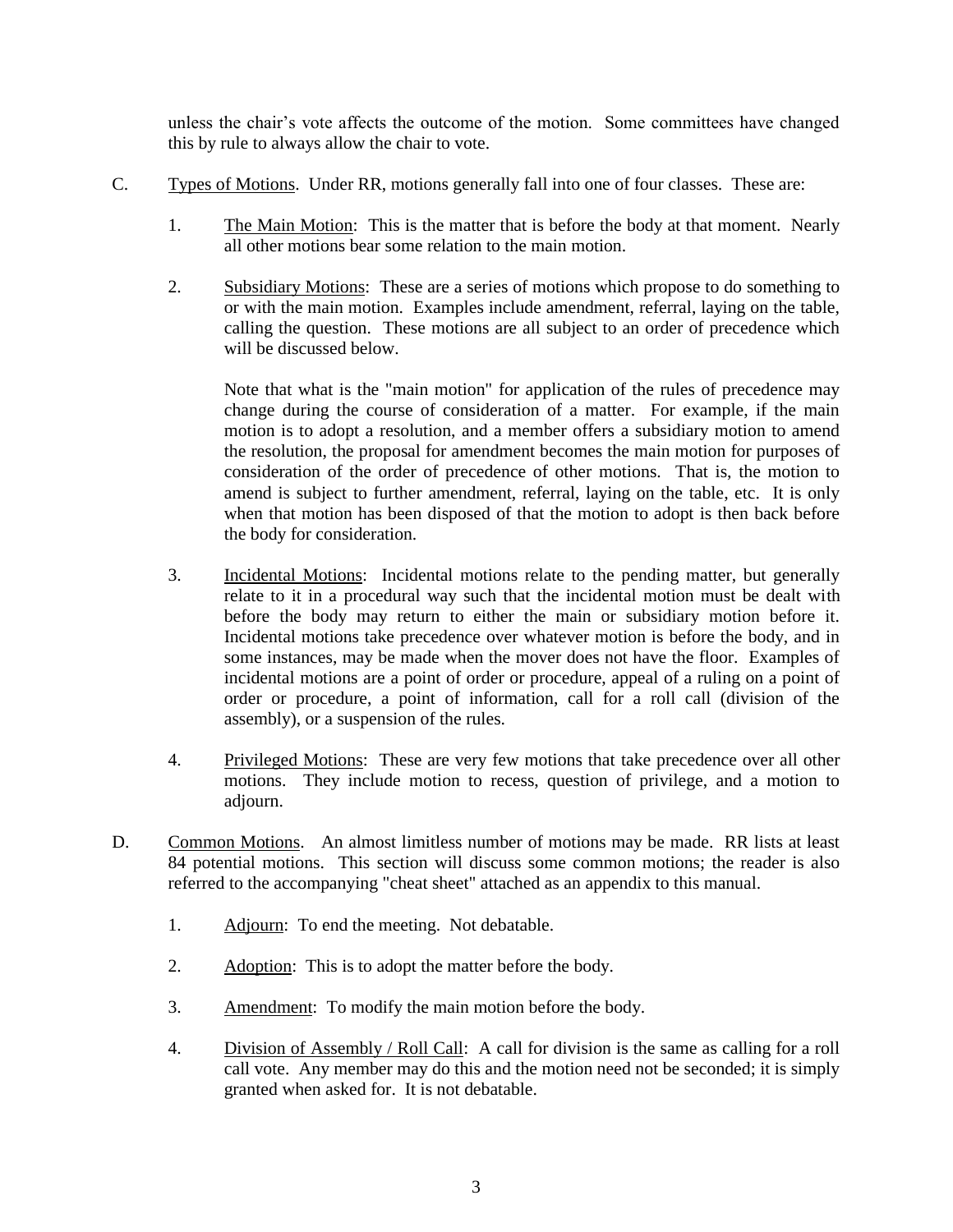unless the chair's vote affects the outcome of the motion. Some committees have changed this by rule to always allow the chair to vote.

C. Types of Motions. Under RR, motions generally fall into one of four classes. These are:

1. The Main Motion: This is the matter that is before the body at that moment. Nearly all other motions bear some relation to the main motion.

2. Subsidiary Motions: These are a series of motions which propose to do something to or with the main motion. Examples include amendment, referral, laying on the table, calling the question. These motions are all subject to an order of precedence which will be discussed below.

   Note that what is the "main motion" for application of the rules of precedence may change during the course of consideration of a matter. For example, if the main motion is to adopt a resolution, and a member offers a subsidiary motion to amend the resolution, the proposal for amendment becomes the main motion for purposes of consideration of the order of precedence of other motions. That is, the motion to amend is subject to further amendment, referral, laying on the table, etc. It is only when that motion has been disposed of that the motion to adopt is then back before the body for consideration.

3. Incidental Motions: Incidental motions relate to the pending matter, but generally relate to it in a procedural way such that the incidental motion must be dealt with before the body may return to either the main or subsidiary motion before it. Incidental motions take precedence over whatever motion is before the body, and in some instances, may be made when the mover does not have the floor. Examples of incidental motions are a point of order or procedure, appeal of a ruling on a point of order or procedure, a point of information, call for a roll call (division of the assembly), or a suspension of the rules.

4. Privileged Motions: These are very few motions that take precedence over all other motions. They include motion to recess, question of privilege, and a motion to adjourn.

D. Common Motions. An almost limitless number of motions may be made. RR lists at least 84 potential motions. This section will discuss some common motions; the reader is also referred to the accompanying "cheat sheet" attached as an appendix to this manual.

1. Adjourn: To end the meeting. Not debatable.

2. Adoption: This is to adopt the matter before the body.

3. Amendment: To modify the main motion before the body.

4. Division of Assembly / Roll Call: A call for division is the same as calling for a roll call vote. Any member may do this and the motion need not be seconded; it is simply granted when asked for. It is not debatable.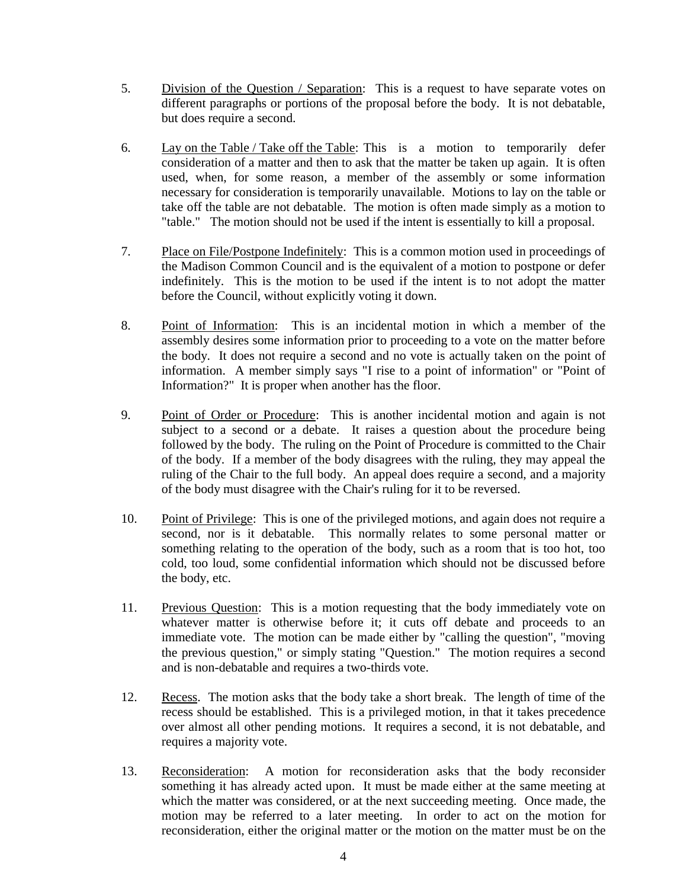5. Division of the Question / Separation: This is a request to have separate votes on different paragraphs or portions of the proposal before the body. It is not debatable, but does require a second.

6. Lay on the Table / Take off the Table: This is a motion to temporarily defer consideration of a matter and then to ask that the matter be taken up again. It is often used, when, for some reason, a member of the assembly or some information necessary for consideration is temporarily unavailable. Motions to lay on the table or take off the table are not debatable. The motion is often made simply as a motion to "table." The motion should not be used if the intent is essentially to kill a proposal.

7. Place on File/Postpone Indefinitely: This is a common motion used in proceedings of the Madison Common Council and is the equivalent of a motion to postpone or defer indefinitely. This is the motion to be used if the intent is to not adopt the matter before the Council, without explicitly voting it down.

8. Point of Information: This is an incidental motion in which a member of the assembly desires some information prior to proceeding to a vote on the matter before the body. It does not require a second and no vote is actually taken on the point of information. A member simply says "I rise to a point of information" or "Point of Information?" It is proper when another has the floor.

9. Point of Order or Procedure: This is another incidental motion and again is not subject to a second or a debate. It raises a question about the procedure being followed by the body. The ruling on the Point of Procedure is committed to the Chair of the body. If a member of the body disagrees with the ruling, they may appeal the ruling of the Chair to the full body. An appeal does require a second, and a majority of the body must disagree with the Chair's ruling for it to be reversed.

10. Point of Privilege: This is one of the privileged motions, and again does not require a second, nor is it debatable. This normally relates to some personal matter or something relating to the operation of the body, such as a room that is too hot, too cold, too loud, some confidential information which should not be discussed before the body, etc.

11. Previous Question: This is a motion requesting that the body immediately vote on whatever matter is otherwise before it; it cuts off debate and proceeds to an immediate vote. The motion can be made either by "calling the question", "moving the previous question," or simply stating "Question." The motion requires a second and is non-debatable and requires a two-thirds vote.

12. Recess. The motion asks that the body take a short break. The length of time of the recess should be established. This is a privileged motion, in that it takes precedence over almost all other pending motions. It requires a second, it is not debatable, and requires a majority vote.

13. Reconsideration: A motion for reconsideration asks that the body reconsider something it has already acted upon. It must be made either at the same meeting at which the matter was considered, or at the next succeeding meeting. Once made, the motion may be referred to a later meeting. In order to act on the motion for reconsideration, either the original matter or the motion on the matter must be on the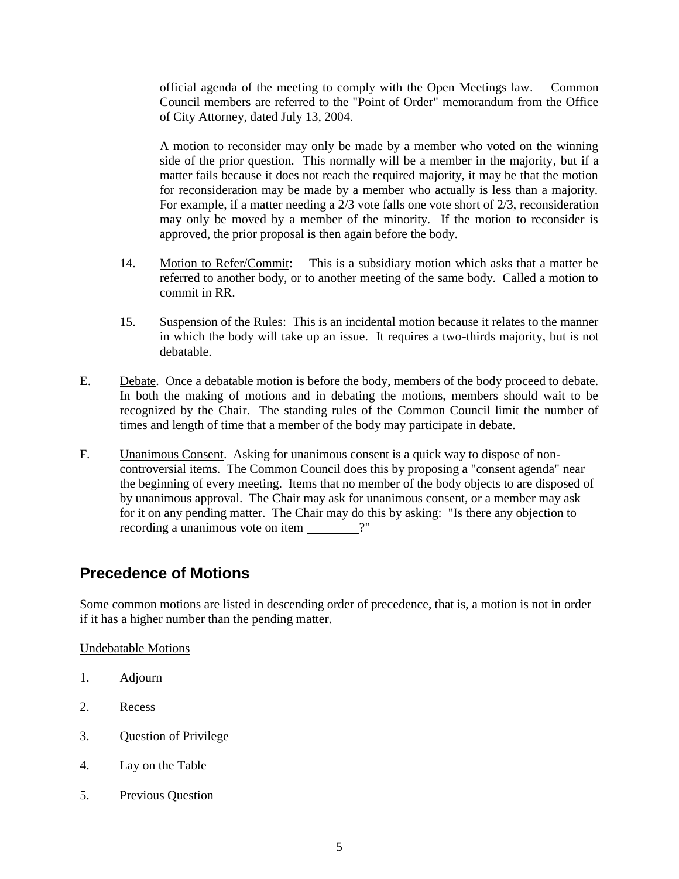official agenda of the meeting to comply with the Open Meetings law. Common Council members are referred to the "Point of Order" memorandum from the Office of City Attorney, dated July 13, 2004.

A motion to reconsider may only be made by a member who voted on the winning side of the prior question. This normally will be a member in the majority, but if a matter fails because it does not reach the required majority, it may be that the motion for reconsideration may be made by a member who actually is less than a majority. For example, if a matter needing a 2/3 vote falls one vote short of 2/3, reconsideration may only be moved by a member of the minority. If the motion to reconsider is approved, the prior proposal is then again before the body.

14. Motion to Refer/Commit: This is a subsidiary motion which asks that a matter be referred to another body, or to another meeting of the same body. Called a motion to commit in RR.

15. Suspension of the Rules: This is an incidental motion because it relates to the manner in which the body will take up an issue. It requires a two-thirds majority, but is not debatable.

E. Debate. Once a debatable motion is before the body, members of the body proceed to debate. In both the making of motions and in debating the motions, members should wait to be recognized by the Chair. The standing rules of the Common Council limit the number of times and length of time that a member of the body may participate in debate.

F. Unanimous Consent. Asking for unanimous consent is a quick way to dispose of non-controversial items. The Common Council does this by proposing a "consent agenda" near the beginning of every meeting. Items that no member of the body objects to are disposed of by unanimous approval. The Chair may ask for unanimous consent, or a member may ask for it on any pending matter. The Chair may do this by asking: "Is there any objection to recording a unanimous vote on item ________?"

## Precedence of Motions

Some common motions are listed in descending order of precedence, that is, a motion is not in order if it has a higher number than the pending matter.

Undebatable Motions

1. Adjourn
2. Recess
3. Question of Privilege
4. Lay on the Table
5. Previous Question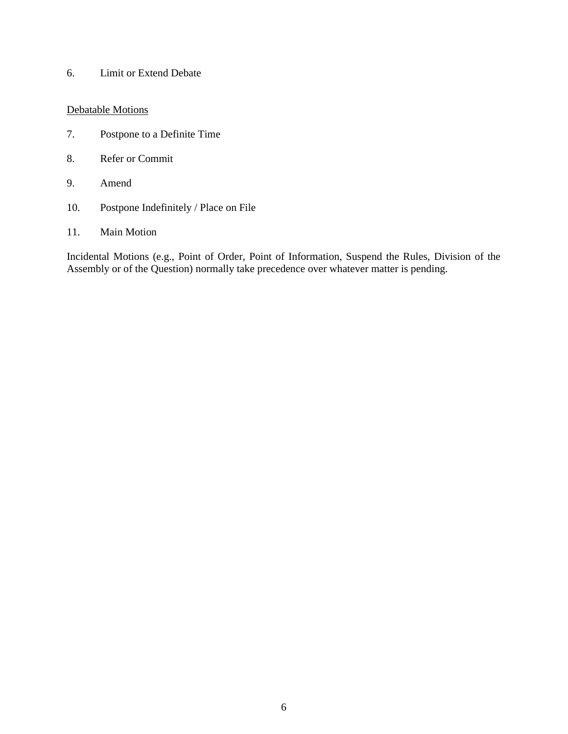6. Limit or Extend Debate

<u>Debatable Motions</u>

7. Postpone to a Definite Time

8. Refer or Commit

9. Amend

10. Postpone Indefinitely / Place on File

11. Main Motion

Incidental Motions (e.g., Point of Order, Point of Information, Suspend the Rules, Division of the Assembly or of the Question) normally take precedence over whatever matter is pending.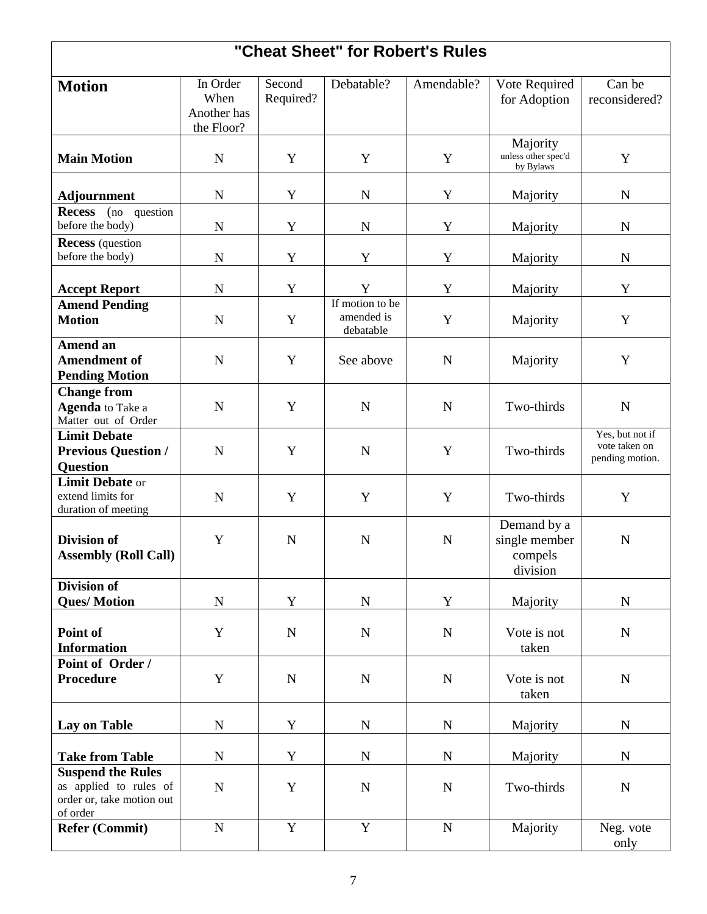# "Cheat Sheet" for Robert's Rules

| **Motion** | In Order When Another has the Floor? | Second Required? | Debatable? | Amendable? | Vote Required for Adoption | Can be reconsidered? |
|---|---|---|---|---|---|---|
| **Main Motion** | N | Y | Y | Y | Majority unless other spec'd by Bylaws | Y |
| **Adjournment** | N | Y | N | Y | Majority | N |
| **Recess** (no question before the body) | N | Y | N | Y | Majority | N |
| **Recess** (question before the body) | N | Y | Y | Y | Majority | N |
| **Accept Report** | N | Y | Y | Y | Majority | Y |
| **Amend Pending Motion** | N | Y | If motion to be amended is debatable | Y | Majority | Y |
| **Amend an Amendment of Pending Motion** | N | Y | See above | N | Majority | Y |
| **Change from Agenda** to Take a Matter out of Order | N | Y | N | N | Two-thirds | N |
| **Limit Debate Previous Question / Question** | N | Y | N | Y | Two-thirds | Yes, but not if vote taken on pending motion. |
| **Limit Debate** or extend limits for duration of meeting | N | Y | Y | Y | Two-thirds | Y |
| **Division of Assembly (Roll Call)** | Y | N | N | N | Demand by a single member compels division | N |
| **Division of Ques/ Motion** | N | Y | N | Y | Majority | N |
| **Point of Information** | Y | N | N | N | Vote is not taken | N |
| **Point of Order / Procedure** | Y | N | N | N | Vote is not taken | N |
| **Lay on Table** | N | Y | N | N | Majority | N |
| **Take from Table** | N | Y | N | N | Majority | N |
| **Suspend the Rules** as applied to rules of order or, take motion out of order | N | Y | N | N | Two-thirds | N |
| **Refer (Commit)** | N | Y | Y | N | Majority | Neg. vote only |